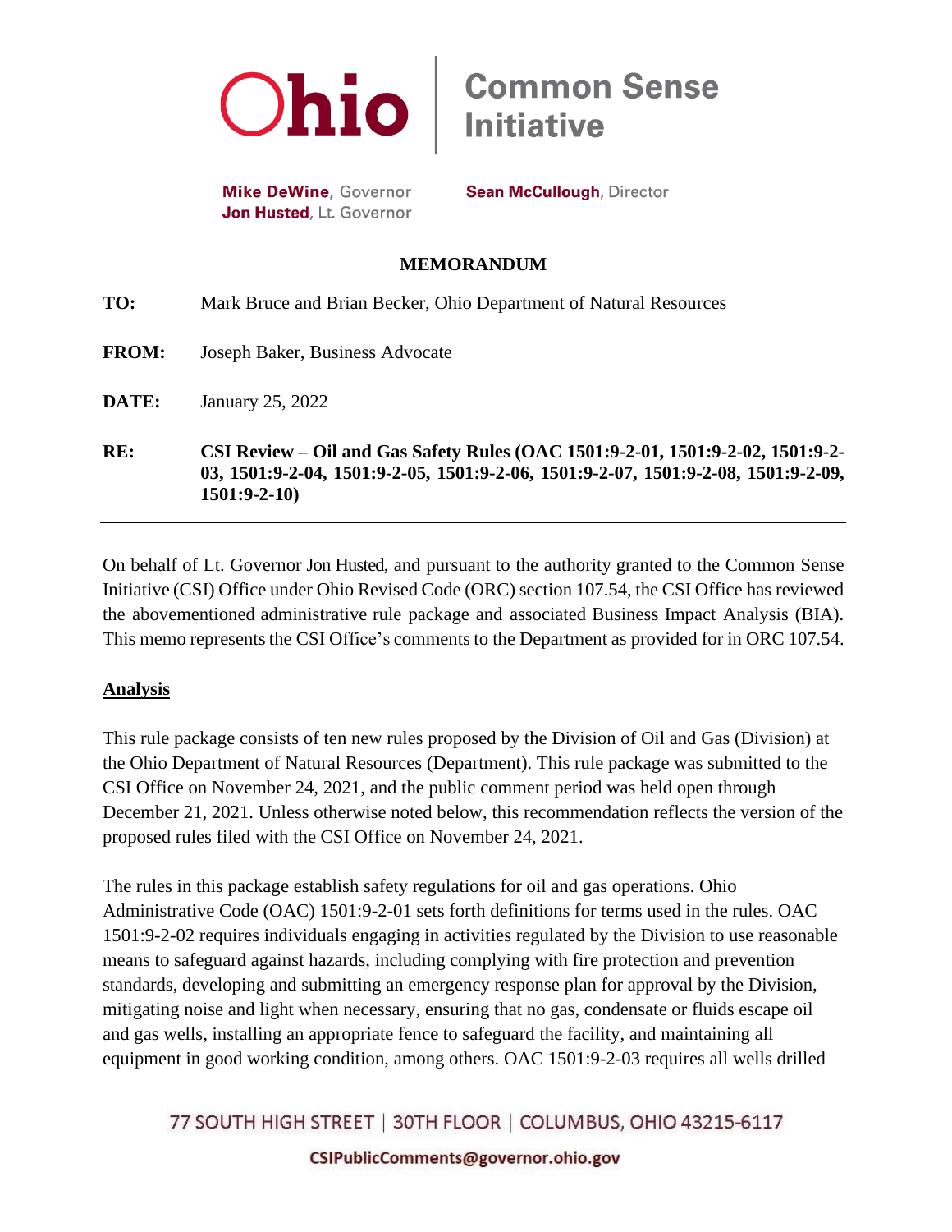Ohio | Common Sense Initiative

**Mike DeWine**, Governor
**Jon Husted**, Lt. Governor

**Sean McCullough**, Director

## MEMORANDUM

**TO:** Mark Bruce and Brian Becker, Ohio Department of Natural Resources

**FROM:** Joseph Baker, Business Advocate

**DATE:** January 25, 2022

**RE:** **CSI Review – Oil and Gas Safety Rules (OAC 1501:9-2-01, 1501:9-2-02, 1501:9-2-03, 1501:9-2-04, 1501:9-2-05, 1501:9-2-06, 1501:9-2-07, 1501:9-2-08, 1501:9-2-09, 1501:9-2-10)**

---

On behalf of Lt. Governor Jon Husted, and pursuant to the authority granted to the Common Sense Initiative (CSI) Office under Ohio Revised Code (ORC) section 107.54, the CSI Office has reviewed the abovementioned administrative rule package and associated Business Impact Analysis (BIA). This memo represents the CSI Office's comments to the Department as provided for in ORC 107.54.

### Analysis

This rule package consists of ten new rules proposed by the Division of Oil and Gas (Division) at the Ohio Department of Natural Resources (Department). This rule package was submitted to the CSI Office on November 24, 2021, and the public comment period was held open through December 21, 2021. Unless otherwise noted below, this recommendation reflects the version of the proposed rules filed with the CSI Office on November 24, 2021.

The rules in this package establish safety regulations for oil and gas operations. Ohio Administrative Code (OAC) 1501:9-2-01 sets forth definitions for terms used in the rules. OAC 1501:9-2-02 requires individuals engaging in activities regulated by the Division to use reasonable means to safeguard against hazards, including complying with fire protection and prevention standards, developing and submitting an emergency response plan for approval by the Division, mitigating noise and light when necessary, ensuring that no gas, condensate or fluids escape oil and gas wells, installing an appropriate fence to safeguard the facility, and maintaining all equipment in good working condition, among others. OAC 1501:9-2-03 requires all wells drilled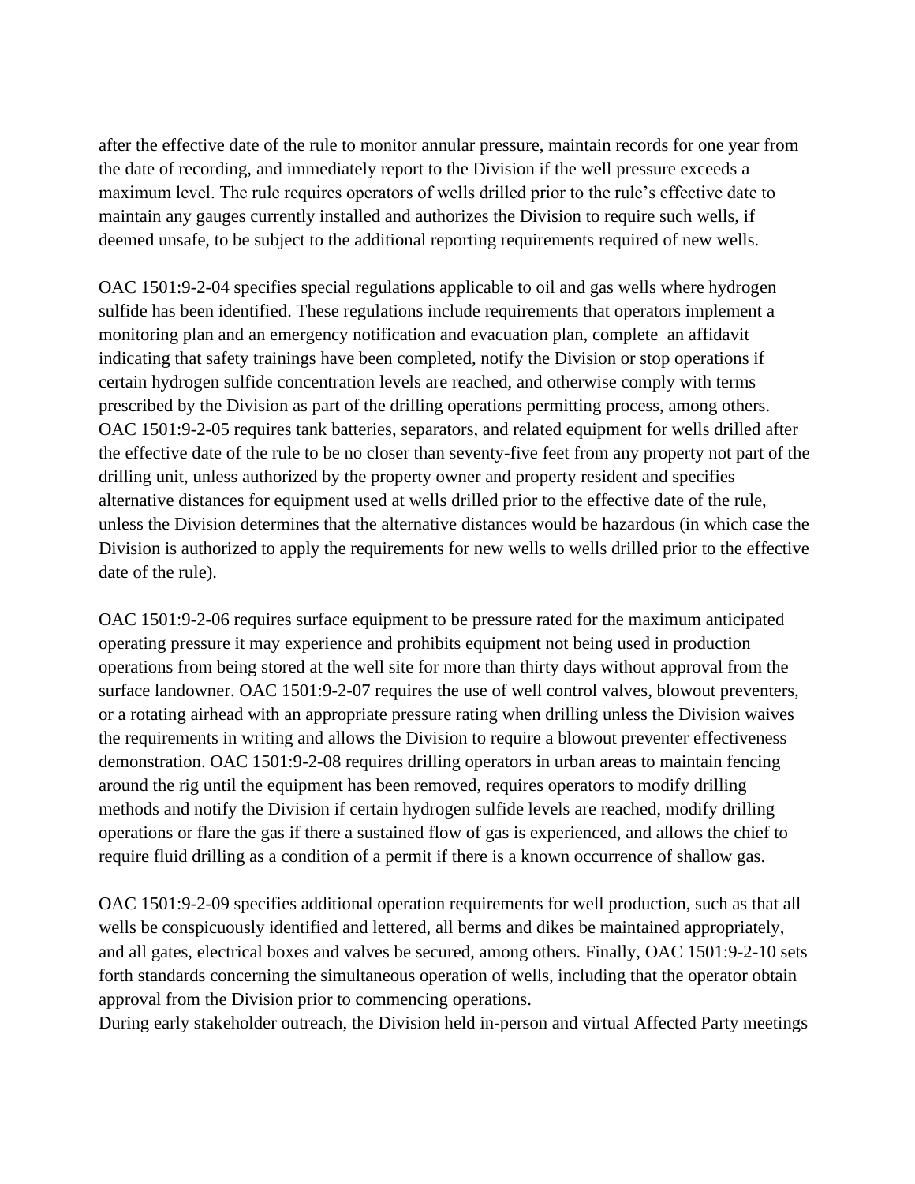after the effective date of the rule to monitor annular pressure, maintain records for one year from the date of recording, and immediately report to the Division if the well pressure exceeds a maximum level. The rule requires operators of wells drilled prior to the rule's effective date to maintain any gauges currently installed and authorizes the Division to require such wells, if deemed unsafe, to be subject to the additional reporting requirements required of new wells.

OAC 1501:9-2-04 specifies special regulations applicable to oil and gas wells where hydrogen sulfide has been identified. These regulations include requirements that operators implement a monitoring plan and an emergency notification and evacuation plan, complete an affidavit indicating that safety trainings have been completed, notify the Division or stop operations if certain hydrogen sulfide concentration levels are reached, and otherwise comply with terms prescribed by the Division as part of the drilling operations permitting process, among others. OAC 1501:9-2-05 requires tank batteries, separators, and related equipment for wells drilled after the effective date of the rule to be no closer than seventy-five feet from any property not part of the drilling unit, unless authorized by the property owner and property resident and specifies alternative distances for equipment used at wells drilled prior to the effective date of the rule, unless the Division determines that the alternative distances would be hazardous (in which case the Division is authorized to apply the requirements for new wells to wells drilled prior to the effective date of the rule).

OAC 1501:9-2-06 requires surface equipment to be pressure rated for the maximum anticipated operating pressure it may experience and prohibits equipment not being used in production operations from being stored at the well site for more than thirty days without approval from the surface landowner. OAC 1501:9-2-07 requires the use of well control valves, blowout preventers, or a rotating airhead with an appropriate pressure rating when drilling unless the Division waives the requirements in writing and allows the Division to require a blowout preventer effectiveness demonstration. OAC 1501:9-2-08 requires drilling operators in urban areas to maintain fencing around the rig until the equipment has been removed, requires operators to modify drilling methods and notify the Division if certain hydrogen sulfide levels are reached, modify drilling operations or flare the gas if there a sustained flow of gas is experienced, and allows the chief to require fluid drilling as a condition of a permit if there is a known occurrence of shallow gas.

OAC 1501:9-2-09 specifies additional operation requirements for well production, such as that all wells be conspicuously identified and lettered, all berms and dikes be maintained appropriately, and all gates, electrical boxes and valves be secured, among others. Finally, OAC 1501:9-2-10 sets forth standards concerning the simultaneous operation of wells, including that the operator obtain approval from the Division prior to commencing operations.

During early stakeholder outreach, the Division held in-person and virtual Affected Party meetings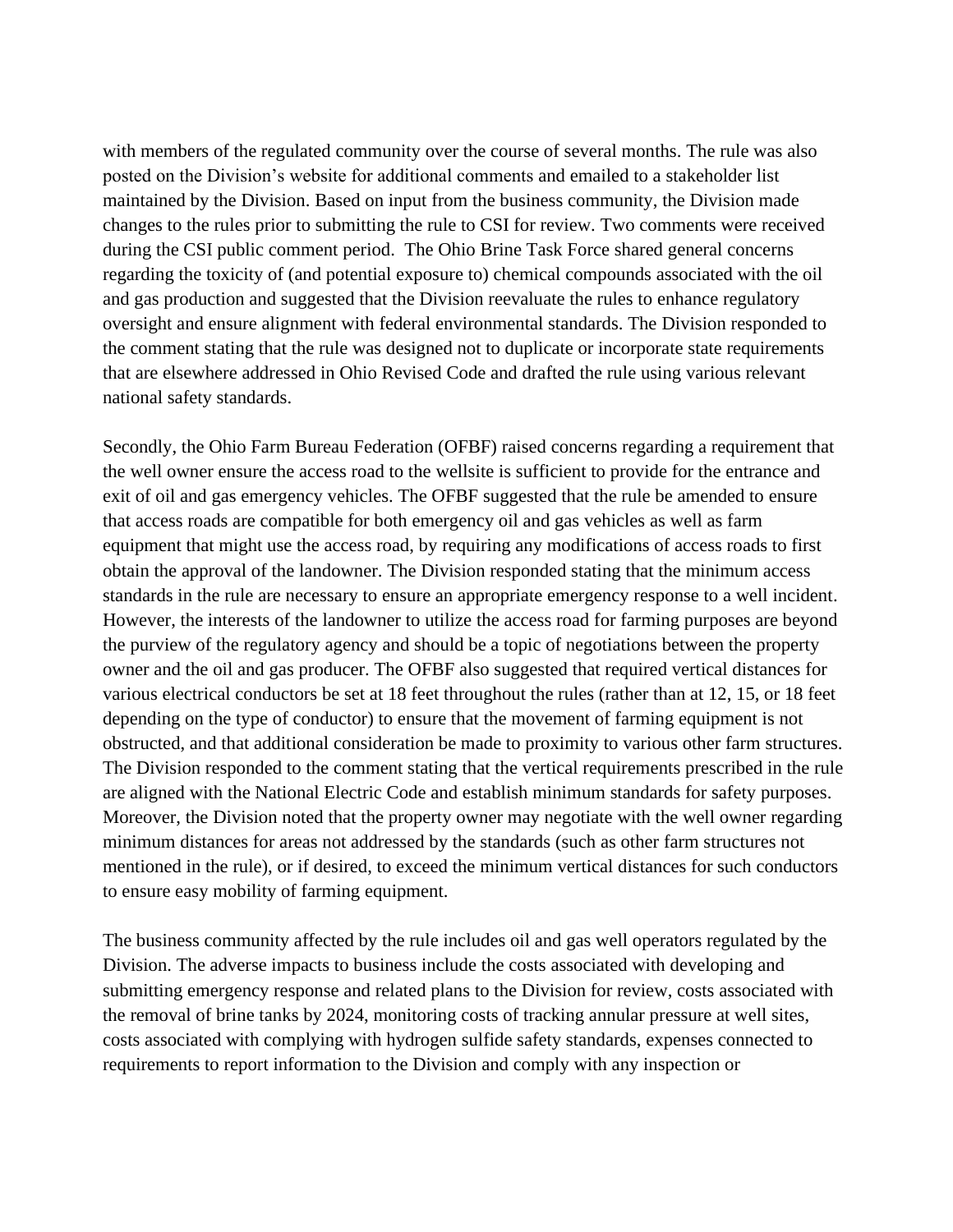with members of the regulated community over the course of several months. The rule was also posted on the Division's website for additional comments and emailed to a stakeholder list maintained by the Division. Based on input from the business community, the Division made changes to the rules prior to submitting the rule to CSI for review. Two comments were received during the CSI public comment period. The Ohio Brine Task Force shared general concerns regarding the toxicity of (and potential exposure to) chemical compounds associated with the oil and gas production and suggested that the Division reevaluate the rules to enhance regulatory oversight and ensure alignment with federal environmental standards. The Division responded to the comment stating that the rule was designed not to duplicate or incorporate state requirements that are elsewhere addressed in Ohio Revised Code and drafted the rule using various relevant national safety standards.

Secondly, the Ohio Farm Bureau Federation (OFBF) raised concerns regarding a requirement that the well owner ensure the access road to the wellsite is sufficient to provide for the entrance and exit of oil and gas emergency vehicles. The OFBF suggested that the rule be amended to ensure that access roads are compatible for both emergency oil and gas vehicles as well as farm equipment that might use the access road, by requiring any modifications of access roads to first obtain the approval of the landowner. The Division responded stating that the minimum access standards in the rule are necessary to ensure an appropriate emergency response to a well incident. However, the interests of the landowner to utilize the access road for farming purposes are beyond the purview of the regulatory agency and should be a topic of negotiations between the property owner and the oil and gas producer. The OFBF also suggested that required vertical distances for various electrical conductors be set at 18 feet throughout the rules (rather than at 12, 15, or 18 feet depending on the type of conductor) to ensure that the movement of farming equipment is not obstructed, and that additional consideration be made to proximity to various other farm structures. The Division responded to the comment stating that the vertical requirements prescribed in the rule are aligned with the National Electric Code and establish minimum standards for safety purposes. Moreover, the Division noted that the property owner may negotiate with the well owner regarding minimum distances for areas not addressed by the standards (such as other farm structures not mentioned in the rule), or if desired, to exceed the minimum vertical distances for such conductors to ensure easy mobility of farming equipment.

The business community affected by the rule includes oil and gas well operators regulated by the Division. The adverse impacts to business include the costs associated with developing and submitting emergency response and related plans to the Division for review, costs associated with the removal of brine tanks by 2024, monitoring costs of tracking annual pressure at well sites, costs associated with complying with hydrogen sulfide safety standards, expenses connected to requirements to report information to the Division and comply with any inspection or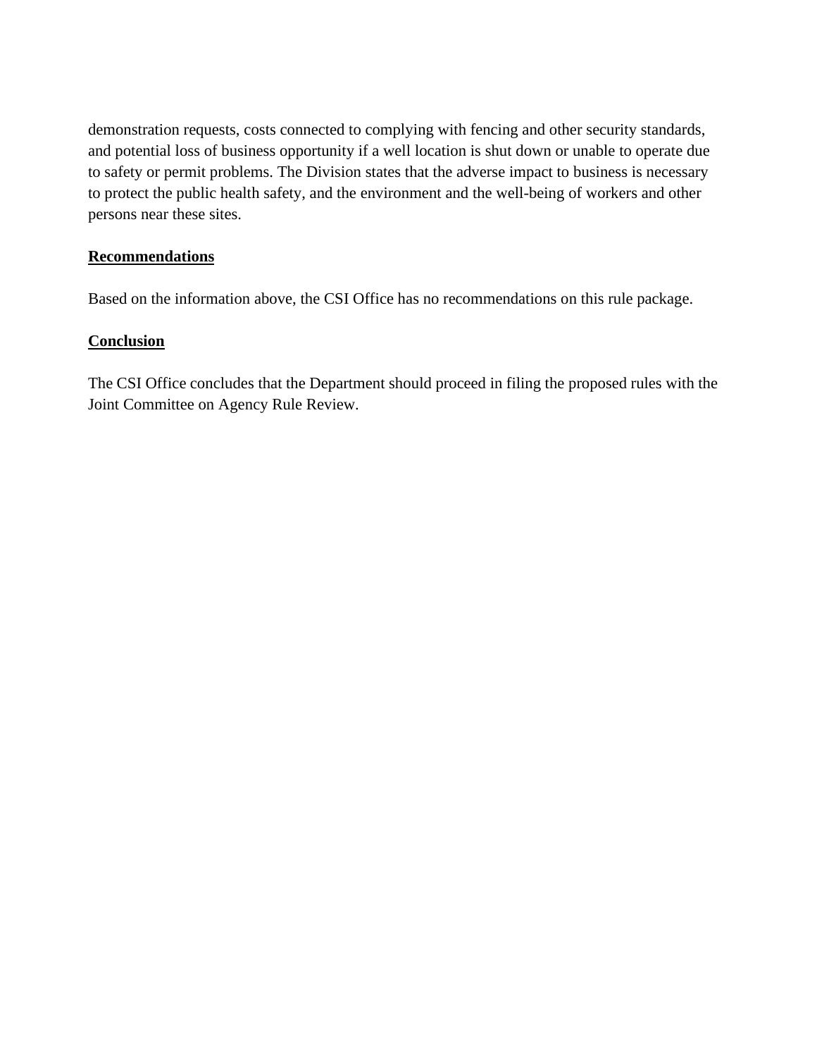demonstration requests, costs connected to complying with fencing and other security standards, and potential loss of business opportunity if a well location is shut down or unable to operate due to safety or permit problems. The Division states that the adverse impact to business is necessary to protect the public health safety, and the environment and the well-being of workers and other persons near these sites.

**Recommendations**

Based on the information above, the CSI Office has no recommendations on this rule package.

**Conclusion**

The CSI Office concludes that the Department should proceed in filing the proposed rules with the Joint Committee on Agency Rule Review.